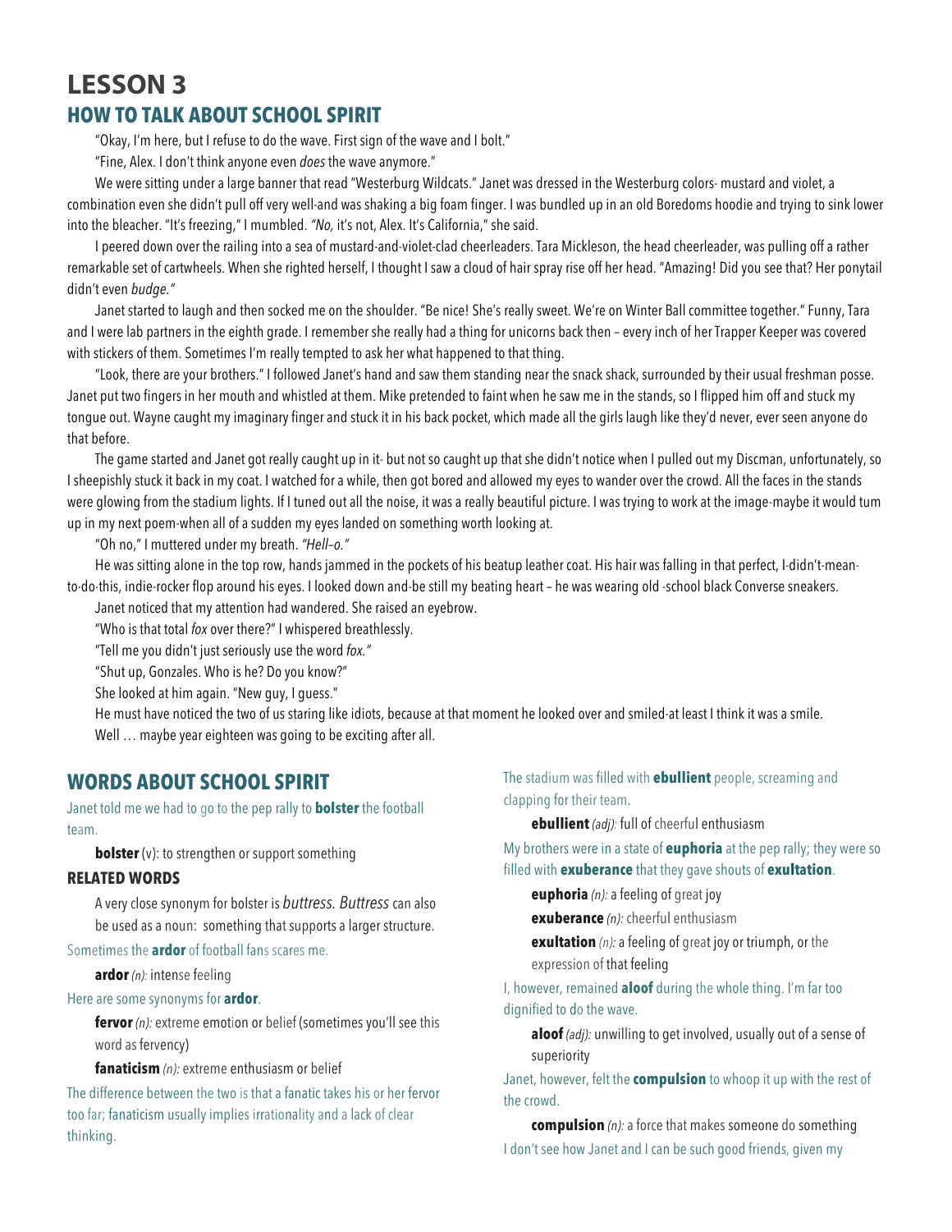# LESSON 3

## HOW TO TALK ABOUT SCHOOL SPIRIT

"Okay, I'm here, but I refuse to do the wave. First sign of the wave and I bolt."

"Fine, Alex. I don't think anyone even *does* the wave anymore."

We were sitting under a large banner that read "Westerburg Wildcats." Janet was dressed in the Westerburg colors- mustard and violet, a combination even she didn't pull off very well-and was shaking a big foam finger. I was bundled up in an old Boredoms hoodie and trying to sink lower into the bleacher. "It's freezing," I mumbled. *"No,* it's not, Alex. It's California," she said.

I peered down over the railing into a sea of mustard-and-violet-clad cheerleaders. Tara Mickleson, the head cheerleader, was pulling off a rather remarkable set of cartwheels. When she righted herself, I thought I saw a cloud of hair spray rise off her head. "Amazing! Did you see that? Her ponytail didn't even *budge."*

Janet started to laugh and then socked me on the shoulder. "Be nice! She's really sweet. We're on Winter Ball committee together." Funny, Tara and I were lab partners in the eighth grade. I remember she really had a thing for unicorns back then – every inch of her Trapper Keeper was covered with stickers of them. Sometimes I'm really tempted to ask her what happened to that thing.

"Look, there are your brothers." I followed Janet's hand and saw them standing near the snack shack, surrounded by their usual freshman posse. Janet put two fingers in her mouth and whistled at them. Mike pretended to faint when he saw me in the stands, so I flipped him off and stuck my tongue out. Wayne caught my imaginary finger and stuck it in his back pocket, which made all the girls laugh like they'd never, ever seen anyone do that before.

The game started and Janet got really caught up in it- but not so caught up that she didn't notice when I pulled out my Discman, unfortunately, so I sheepishly stuck it back in my coat. I watched for a while, then got bored and allowed my eyes to wander over the crowd. All the faces in the stands were glowing from the stadium lights. If I tuned out all the noise, it was a really beautiful picture. I was trying to work at the image-maybe it would tum up in my next poem-when all of a sudden my eyes landed on something worth looking at.

"Oh no," I muttered under my breath. *"Hell–o."*

He was sitting alone in the top row, hands jammed in the pockets of his beatup leather coat. His hair was falling in that perfect, I-didn't-mean-to·do·this, indie-rocker flop around his eyes. I looked down and-be still my beating heart – he was wearing old -school black Converse sneakers.

Janet noticed that my attention had wandered. She raised an eyebrow.

"Who is that total *fox* over there?" I whispered breathlessly.

"Tell me you didn't just seriously use the word *fox."*

"Shut up, Gonzales. Who is he? Do you know?"

She looked at him again. "New guy, I guess."

He must have noticed the two of us staring like idiots, because at that moment he looked over and smiled-at least I think it was a smile.

Well … maybe year eighteen was going to be exciting after all.

## WORDS ABOUT SCHOOL SPIRIT

Janet told me we had to go to the pep rally to **bolster** the football team.

**bolster** (v): to strengthen or support something

### RELATED WORDS

A very close synonym for bolster is *buttress. Buttress* can also be used as a noun: something that supports a larger structure.

Sometimes the **ardor** of football fans scares me.

**ardor** *(n):* intense feeling

Here are some synonyms for **ardor**.

**fervor** *(n):* extreme emotion or belief (sometimes you'll see this word as fervency)

**fanaticism** *(n):* extreme enthusiasm or belief

The difference between the two is that a fanatic takes his or her fervor too far; fanaticism usually implies irrationality and a lack of clear thinking.

The stadium was filled with **ebullient** people, screaming and clapping for their team.

**ebullient** *(adj):* full of cheerful enthusiasm

My brothers were in a state of **euphoria** at the pep rally; they were so filled with **exuberance** that they gave shouts of **exultation**.

**euphoria** *(n):* a feeling of great joy

**exuberance** *(n):* cheerful enthusiasm

**exultation** *(n):* a feeling of great joy or triumph, or the expression of that feeling

I, however, remained **aloof** during the whole thing. I'm far too dignified to do the wave.

**aloof** *(adj):* unwilling to get involved, usually out of a sense of superiority

Janet, however, felt the **compulsion** to whoop it up with the rest of the crowd.

**compulsion** *(n):* a force that makes someone do something

I don't see how Janet and I can be such good friends, given my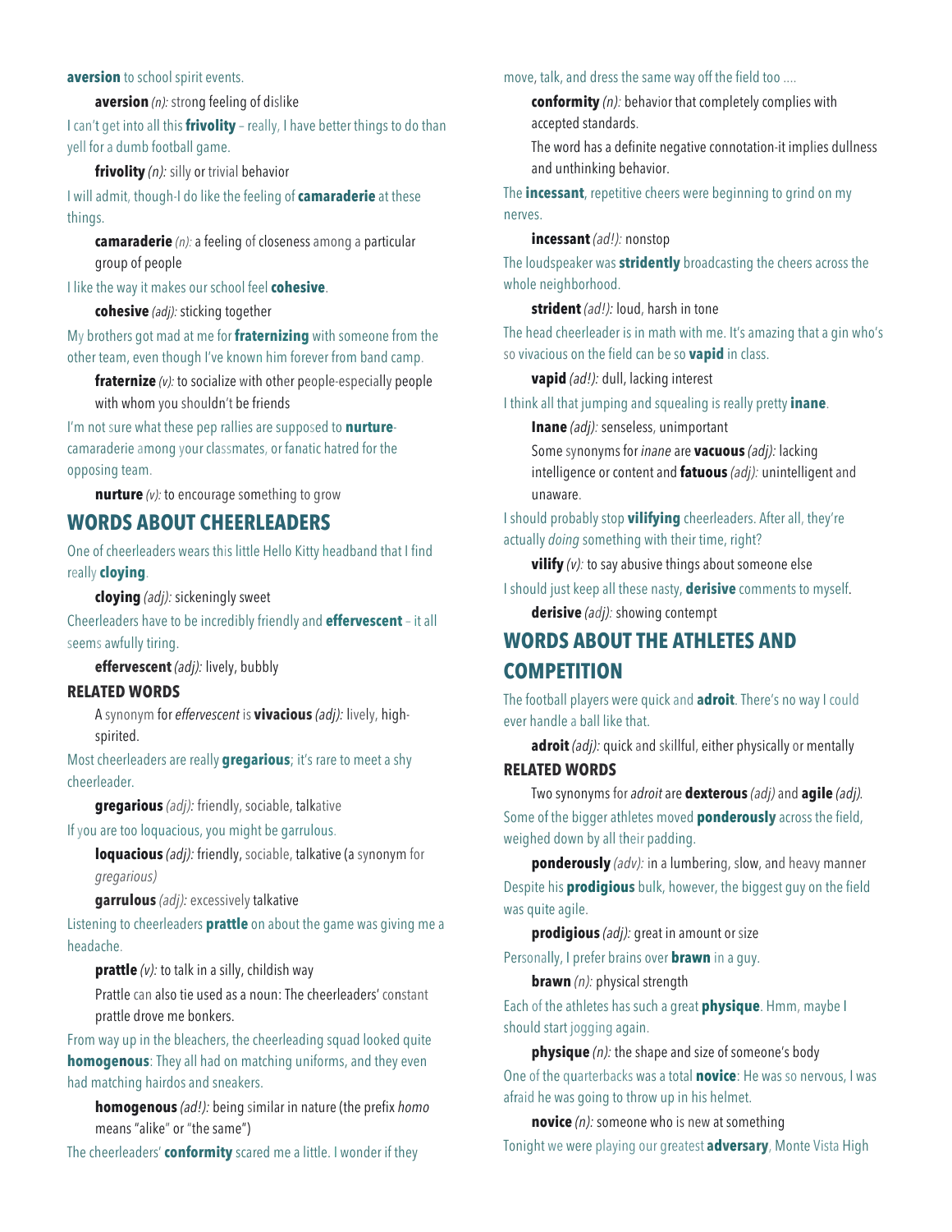**aversion** to school spirit events.

**aversion** *(n):* strong feeling of dislike

I can't get into all this **frivolity** – really, I have better things to do than yell for a dumb football game.

**frivolity** *(n):* silly or trivial behavior

I will admit, though-I do like the feeling of **camaraderie** at these things.

**camaraderie** *(n):* a feeling of closeness among a particular group of people

I like the way it makes our school feel **cohesive**.

**cohesive** *(adj):* sticking together

My brothers got mad at me for **fraternizing** with someone from the other team, even though I've known him forever from band camp.

**fraternize** *(v):* to socialize with other people-especially people with whom you shouldn't be friends

I'm not sure what these pep rallies are supposed to **nurture**-camaraderie among your classmates, or fanatic hatred for the opposing team.

**nurture** *(v):* to encourage something to grow

## WORDS ABOUT CHEERLEADERS

One of cheerleaders wears this little Hello Kitty headband that I find really **cloying**.

**cloying** *(adj):* sickeningly sweet

Cheerleaders have to be incredibly friendly and **effervescent** – it all seems awfully tiring.

**effervescent** *(adj):* lively, bubbly

### RELATED WORDS

A synonym for *effervescent* is **vivacious** *(adj):* lively, high-spirited.

Most cheerleaders are really **gregarious**; it's rare to meet a shy cheerleader.

**gregarious** *(adj):* friendly, sociable, talkative

If you are too loquacious, you might be garrulous.

**loquacious** *(adj):* friendly, sociable, talkative (a synonym for *gregarious)*

**garrulous** *(adj):* excessively talkative

Listening to cheerleaders **prattle** on about the game was giving me a headache.

**prattle** *(v):* to talk in a silly, childish way

Prattle can also tie used as a noun: The cheerleaders' constant prattle drove me bonkers.

From way up in the bleachers, the cheerleading squad looked quite **homogenous**: They all had on matching uniforms, and they even had matching hairdos and sneakers.

**homogenous** *(ad!):* being similar in nature (the prefix *homo* means "alike" or "the same")

The cheerleaders' **conformity** scared me a little. I wonder if they move, talk, and dress the same way off the field too ....

**conformity** *(n):* behavior that completely complies with accepted standards.

The word has a definite negative connotation-it implies dullness and unthinking behavior.

The **incessant**, repetitive cheers were beginning to grind on my nerves.

**incessant** *(ad!):* nonstop

The loudspeaker was **stridently** broadcasting the cheers across the whole neighborhood.

**strident** *(ad!):* loud, harsh in tone

The head cheerleader is in math with me. It's amazing that a gin who's so vivacious on the field can be so **vapid** in class.

**vapid** *(ad!):* dull, lacking interest

I think all that jumping and squealing is really pretty **inane**.

**Inane** *(adj):* senseless, unimportant

Some synonyms for *inane* are **vacuous** *(adj):* lacking intelligence or content and **fatuous** *(adj):* unintelligent and unaware.

I should probably stop **vilifying** cheerleaders. After all, they're actually *doing* something with their time, right?

**vilify** *(v):* to say abusive things about someone else

I should just keep all these nasty, **derisive** comments to myself.

**derisive** *(adj):* showing contempt

## WORDS ABOUT THE ATHLETES AND COMPETITION

The football players were quick and **adroit**. There's no way I could ever handle a ball like that.

**adroit** *(adj):* quick and skillful, either physically or mentally

### RELATED WORDS

Two synonyms for *adroit* are **dexterous** *(adj)* and **agile** *(adj).*

Some of the bigger athletes moved **ponderously** across the field, weighed down by all their padding.

**ponderously** *(adv):* in a lumbering, slow, and heavy manner

Despite his **prodigious** bulk, however, the biggest guy on the field was quite agile.

**prodigious** *(adj):* great in amount or size

Personally, I prefer brains over **brawn** in a guy.

**brawn** *(n):* physical strength

Each of the athletes has such a great **physique**. Hmm, maybe I should start jogging again.

**physique** *(n):* the shape and size of someone's body

One of the quarterbacks was a total **novice**: He was so nervous, I was afraid he was going to throw up in his helmet.

**novice** *(n):* someone who is new at something

Tonight we were playing our greatest **adversary**, Monte Vista High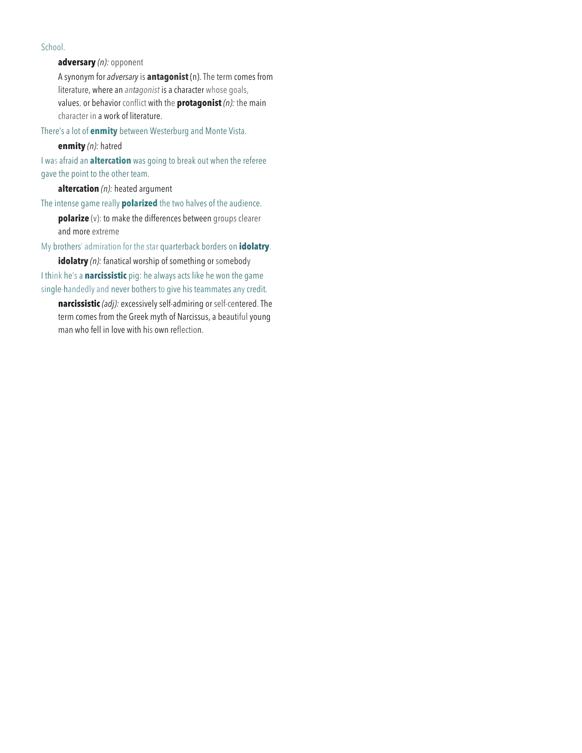School.

> **adversary** *(n):* opponent
>
> A synonym for *adversary* is **antagonist** (n). The term comes from literature, where an *antagonist* is a character whose goals, values, or behavior conflict with the **protagonist** *(n):* the main character in a work of literature.

There's a lot of **enmity** between Westerburg and Monte Vista.

> **enmity** *(n):* hatred

I was afraid an **altercation** was going to break out when the referee gave the point to the other team.

> **altercation** *(n):* heated argument

The intense game really **polarized** the two halves of the audience.

> **polarize** (v): to make the differences between groups clearer and more extreme

My brothers' admiration for the star quarterback borders on **idolatry**.

> **idolatry** *(n):* fanatical worship of something or somebody

I think he's a **narcissistic** pig: he always acts like he won the game single-handedly and never bothers to give his teammates any credit.

> **narcissistic** *(adj):* excessively self-admiring or self-centered. The term comes from the Greek myth of Narcissus, a beautiful young man who fell in love with his own reflection.